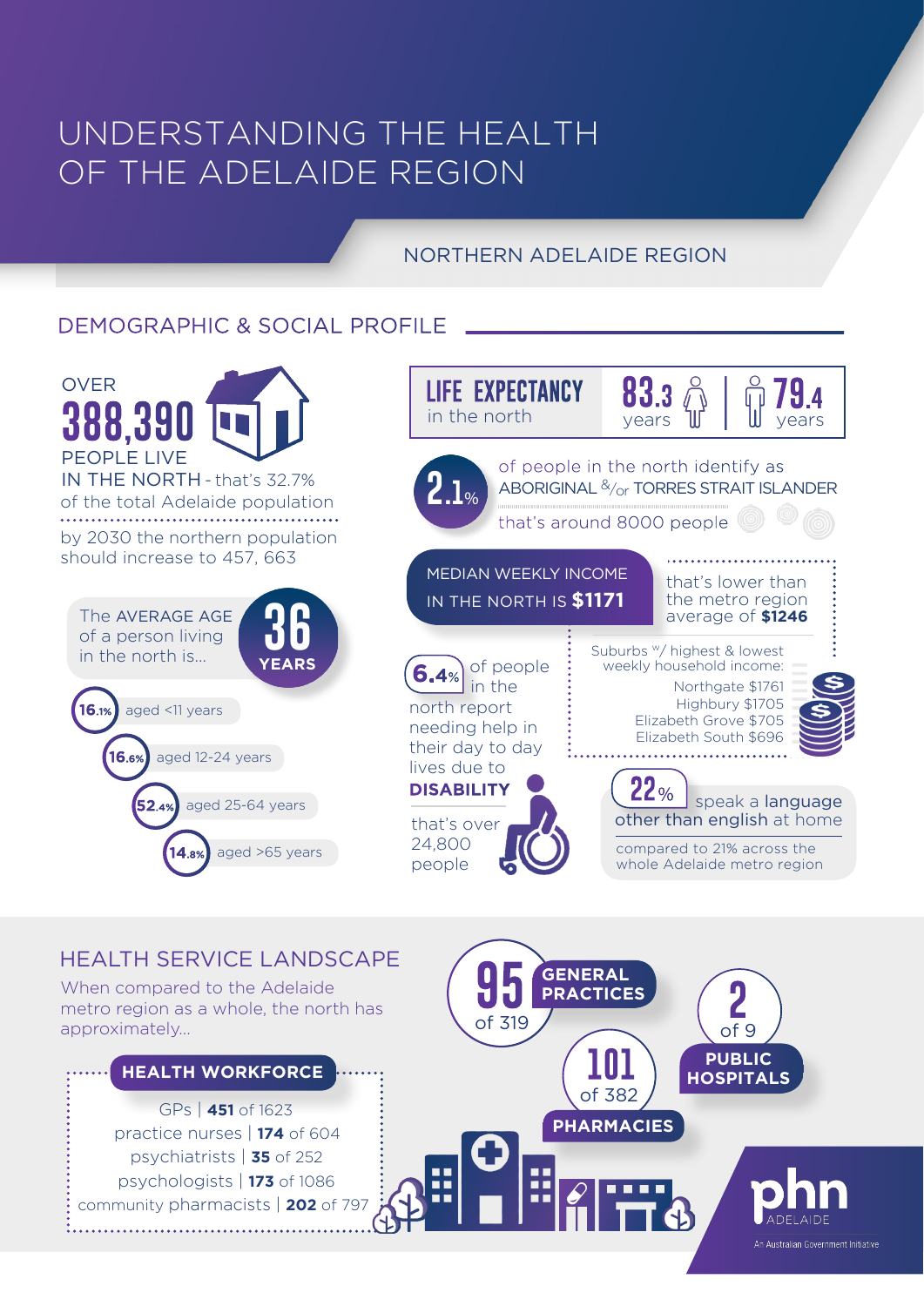# UNDERSTANDING THE HEALTH OF THE ADELAIDE REGION

NORTHERN ADELAIDE REGION

## DEMOGRAPHIC & SOCIAL PROFILE

OVER **388,390** PEOPLE LIVE IN THE NORTH - that's 32.7% of the total Adelaide population

by 2030 the northern population should increase to 457, 663

The AVERAGE AGE of a person living in the north is... **36 YEARS**

- **16.1%** aged <11 years
- **16.6%** aged 12-24 years
- **52.4%** aged 25-64 years
- **14.8%** aged >65 years

**LIFE EXPECTANCY** in the north

**83.3** years | **79.4** years

**2.1%** of people in the north identify as ABORIGINAL &/or TORRES STRAIT ISLANDER

that's around 8000 people

MEDIAN WEEKLY INCOME IN THE NORTH IS **$1171**

that's lower than the metro region average of **$1246**

Suburbs w/ highest & lowest weekly household income:

- Northgate $1761
- Highbury $1705
- Elizabeth Grove $705
- Elizabeth South $696

**6.4%** of people in the north report needing help in their day to day lives due to **DISABILITY**

that's over 24,800 people

**22%** speak a language other than english at home

compared to 21% across the whole Adelaide metro region

## HEALTH SERVICE LANDSCAPE

When compared to the Adelaide metro region as a whole, the north has approximately...

**HEALTH WORKFORCE**

- GPs | **451** of 1623
- practice nurses | **174** of 604
- psychiatrists | **35** of 252
- psychologists | **173** of 1086
- community pharmacists | **202** of 797

**95** of 319 **GENERAL PRACTICES**

**101** of 382 **PHARMACIES**

**2** of 9 **PUBLIC HOSPITALS**

phn ADELAIDE

An Australian Government Initiative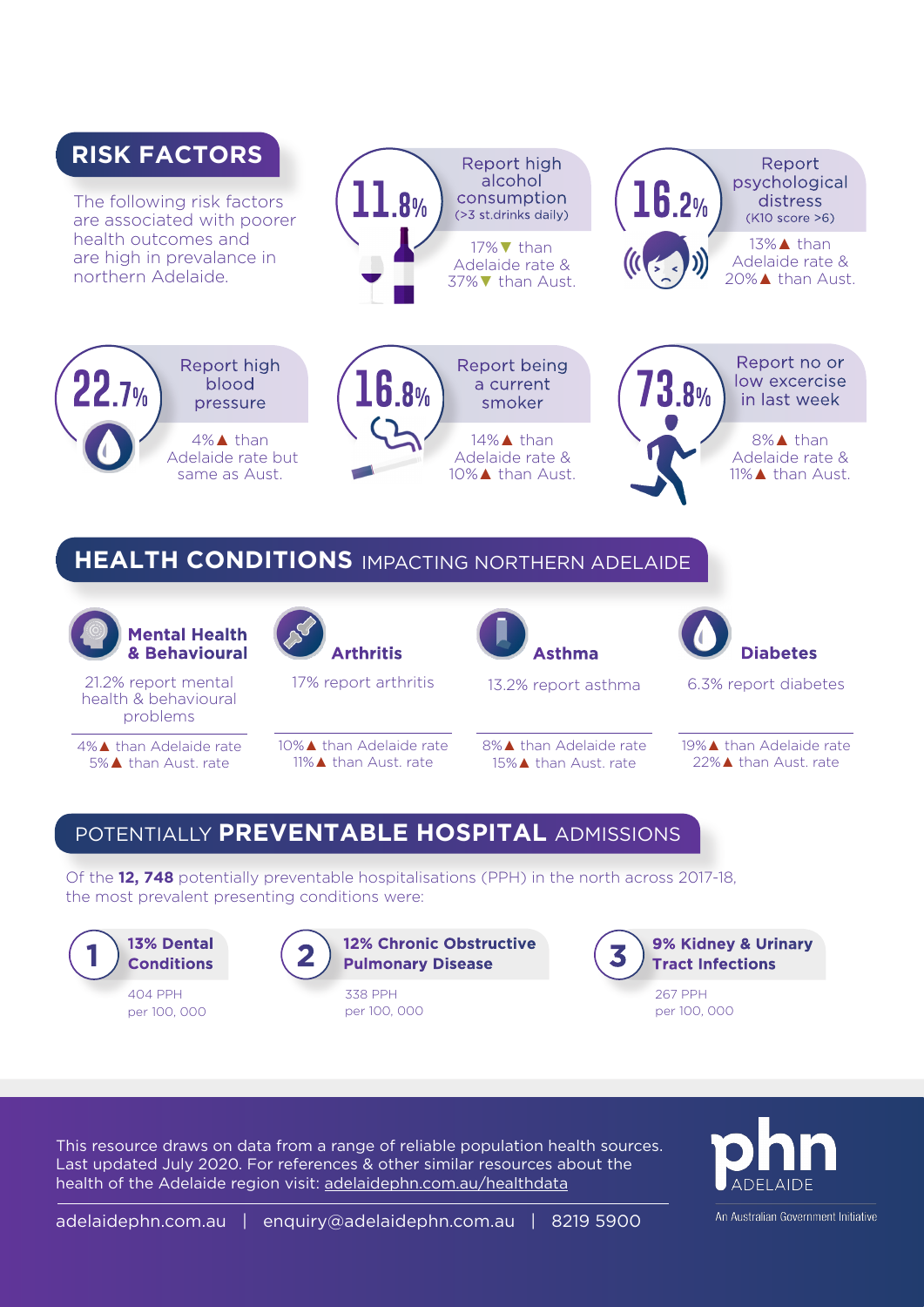## RISK FACTORS

The following risk factors are associated with poorer health outcomes and are high in prevalence in northern Adelaide.

**11.8%** Report high alcohol consumption (>3 st.drinks daily)

17%▼ than Adelaide rate & 37%▼ than Aust.

**16.2%** Report psychological distress (K10 score >6)

13%▲ than Adelaide rate & 20%▲ than Aust.

**22.7%** Report high blood pressure

4%▲ than Adelaide rate but same as Aust.

**16.8%** Report being a current smoker

14%▲ than Adelaide rate & 10%▲ than Aust.

**73.8%** Report no or low excercise in last week

8%▲ than Adelaide rate & 11%▲ than Aust.

## HEALTH CONDITIONS IMPACTING NORTHERN ADELAIDE

**Mental Health & Behavioural**

21.2% report mental health & behavioural problems

4%▲ than Adelaide rate
5%▲ than Aust. rate

**Arthritis**

17% report arthritis

10%▲ than Adelaide rate
11%▲ than Aust. rate

**Asthma**

13.2% report asthma

8%▲ than Adelaide rate
15%▲ than Aust. rate

**Diabetes**

6.3% report diabetes

19%▲ than Adelaide rate
22%▲ than Aust. rate

## POTENTIALLY PREVENTABLE HOSPITAL ADMISSIONS

Of the **12, 748** potentially preventable hospitalisations (PPH) in the north across 2017-18, the most prevalent presenting conditions were:

1. **13% Dental Conditions**
   404 PPH per 100, 000
2. **12% Chronic Obstructive Pulmonary Disease**
   338 PPH per 100, 000
3. **9% Kidney & Urinary Tract Infections**
   267 PPH per 100, 000

This resource draws on data from a range of reliable population health sources. Last updated July 2020. For references & other similar resources about the health of the Adelaide region visit: adelaidephn.com.au/healthdata

adelaidephn.com.au | enquiry@adelaidephn.com.au | 8219 5900

phn ADELAIDE

An Australian Government Initiative